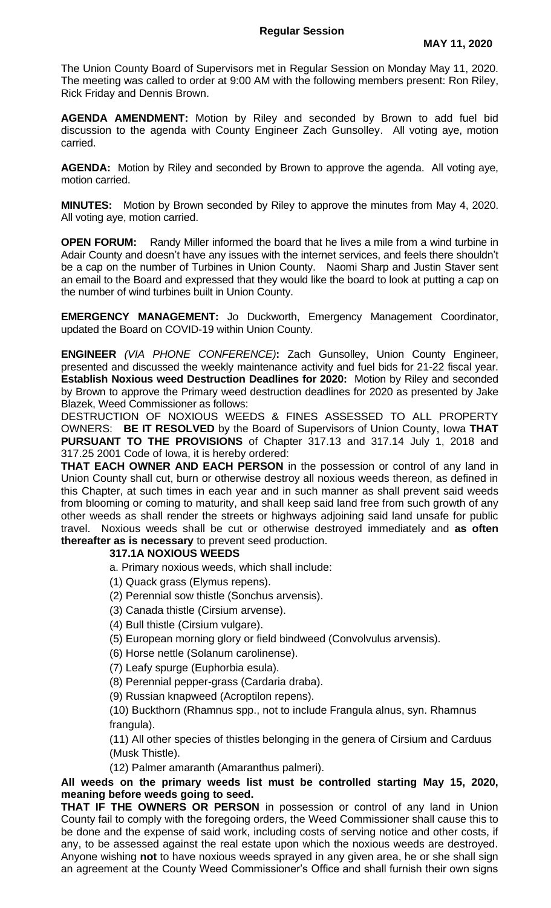**Regular Session**

**MAY 11, 2020**

The Union County Board of Supervisors met in Regular Session on Monday May 11, 2020. The meeting was called to order at 9:00 AM with the following members present: Ron Riley, Rick Friday and Dennis Brown.

**AGENDA AMENDMENT:** Motion by Riley and seconded by Brown to add fuel bid discussion to the agenda with County Engineer Zach Gunsolley. All voting aye, motion carried.

**AGENDA:** Motion by Riley and seconded by Brown to approve the agenda. All voting aye, motion carried.

**MINUTES:** Motion by Brown seconded by Riley to approve the minutes from May 4, 2020. All voting aye, motion carried.

**OPEN FORUM:** Randy Miller informed the board that he lives a mile from a wind turbine in Adair County and doesn't have any issues with the internet services, and feels there shouldn't be a cap on the number of Turbines in Union County. Naomi Sharp and Justin Staver sent an email to the Board and expressed that they would like the board to look at putting a cap on the number of wind turbines built in Union County.

**EMERGENCY MANAGEMENT:** Jo Duckworth, Emergency Management Coordinator, updated the Board on COVID-19 within Union County.

**ENGINEER** *(VIA PHONE CONFERENCE)***:** Zach Gunsolley, Union County Engineer, presented and discussed the weekly maintenance activity and fuel bids for 21-22 fiscal year.

**Establish Noxious weed Destruction Deadlines for 2020:** Motion by Riley and seconded by Brown to approve the Primary weed destruction deadlines for 2020 as presented by Jake Blazek, Weed Commissioner as follows:

DESTRUCTION OF NOXIOUS WEEDS & FINES ASSESSED TO ALL PROPERTY OWNERS: **BE IT RESOLVED** by the Board of Supervisors of Union County, Iowa **THAT PURSUANT TO THE PROVISIONS** of Chapter 317.13 and 317.14 July 1, 2018 and 317.25 2001 Code of Iowa, it is hereby ordered:

**THAT EACH OWNER AND EACH PERSON** in the possession or control of any land in Union County shall cut, burn or otherwise destroy all noxious weeds thereon, as defined in this Chapter, at such times in each year and in such manner as shall prevent said weeds from blooming or coming to maturity, and shall keep said land free from such growth of any other weeds as shall render the streets or highways adjoining said land unsafe for public travel. Noxious weeds shall be cut or otherwise destroyed immediately and **as often thereafter as is necessary** to prevent seed production.

**317.1A NOXIOUS WEEDS**

a. Primary noxious weeds, which shall include:

(1) Quack grass (Elymus repens).

(2) Perennial sow thistle (Sonchus arvensis).

(3) Canada thistle (Cirsium arvense).

(4) Bull thistle (Cirsium vulgare).

(5) European morning glory or field bindweed (Convolvulus arvensis).

(6) Horse nettle (Solanum carolinense).

(7) Leafy spurge (Euphorbia esula).

(8) Perennial pepper-grass (Cardaria draba).

(9) Russian knapweed (Acroptilon repens).

(10) Buckthorn (Rhamnus spp., not to include Frangula alnus, syn. Rhamnus frangula).

(11) All other species of thistles belonging in the genera of Cirsium and Carduus (Musk Thistle).

(12) Palmer amaranth (Amaranthus palmeri).

**All weeds on the primary weeds list must be controlled starting May 15, 2020, meaning before weeds going to seed.**

**THAT IF THE OWNERS OR PERSON** in possession or control of any land in Union County fail to comply with the foregoing orders, the Weed Commissioner shall cause this to be done and the expense of said work, including costs of serving notice and other costs, if any, to be assessed against the real estate upon which the noxious weeds are destroyed. Anyone wishing **not** to have noxious weeds sprayed in any given area, he or she shall sign an agreement at the County Weed Commissioner's Office and shall furnish their own signs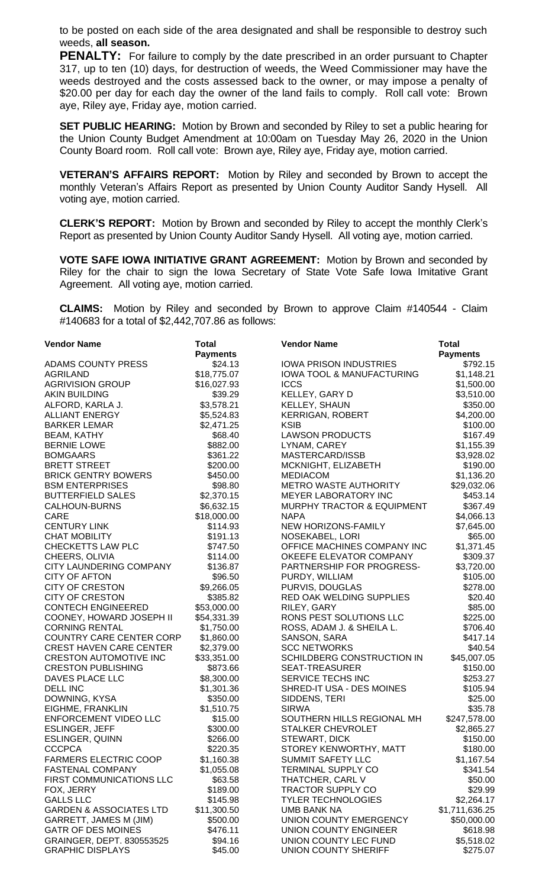to be posted on each side of the area designated and shall be responsible to destroy such weeds, **all season.**

**PENALTY:** For failure to comply by the date prescribed in an order pursuant to Chapter 317, up to ten (10) days, for destruction of weeds, the Weed Commissioner may have the weeds destroyed and the costs assessed back to the owner, or may impose a penalty of $20.00 per day for each day the owner of the land fails to comply. Roll call vote: Brown aye, Riley aye, Friday aye, motion carried.

**SET PUBLIC HEARING:** Motion by Brown and seconded by Riley to set a public hearing for the Union County Budget Amendment at 10:00am on Tuesday May 26, 2020 in the Union County Board room. Roll call vote: Brown aye, Riley aye, Friday aye, motion carried.

**VETERAN'S AFFAIRS REPORT:** Motion by Riley and seconded by Brown to accept the monthly Veteran's Affairs Report as presented by Union County Auditor Sandy Hysell. All voting aye, motion carried.

**CLERK'S REPORT:** Motion by Brown and seconded by Riley to accept the monthly Clerk's Report as presented by Union County Auditor Sandy Hysell. All voting aye, motion carried.

**VOTE SAFE IOWA INITIATIVE GRANT AGREEMENT:** Motion by Brown and seconded by Riley for the chair to sign the Iowa Secretary of State Vote Safe Iowa Imitative Grant Agreement. All voting aye, motion carried.

**CLAIMS:** Motion by Riley and seconded by Brown to approve Claim #140544 - Claim #140683 for a total of $2,442,707.86 as follows:

| Vendor Name | Total Payments | Vendor Name | Total Payments |
|---|---|---|---|
| ADAMS COUNTY PRESS | $24.13 | IOWA PRISON INDUSTRIES | $792.15 |
| AGRILAND | $18,775.07 | IOWA TOOL & MANUFACTURING | $1,148.21 |
| AGRIVISION GROUP | $16,027.93 | ICCS | $1,500.00 |
| AKIN BUILDING | $39.29 | KELLEY, GARY D | $3,510.00 |
| ALFORD, KARLA J. | $3,578.21 | KELLEY, SHAUN | $350.00 |
| ALLIANT ENERGY | $5,524.83 | KERRIGAN, ROBERT | $4,200.00 |
| BARKER LEMAR | $2,471.25 | KSIB | $100.00 |
| BEAM, KATHY | $68.40 | LAWSON PRODUCTS | $167.49 |
| BERNIE LOWE | $882.00 | LYNAM, CAREY | $1,155.39 |
| BOMGAARS | $361.22 | MASTERCARD/ISSB | $3,928.02 |
| BRETT STREET | $200.00 | MCKNIGHT, ELIZABETH | $190.00 |
| BRICK GENTRY BOWERS | $450.00 | MEDIACOM | $1,136.20 |
| BSM ENTERPRISES | $98.80 | METRO WASTE AUTHORITY | $29,032.06 |
| BUTTERFIELD SALES | $2,370.15 | MEYER LABORATORY INC | $453.14 |
| CALHOUN-BURNS | $6,632.15 | MURPHY TRACTOR & EQUIPMENT | $367.49 |
| CARE | $18,000.00 | NAPA | $4,066.13 |
| CENTURY LINK | $114.93 | NEW HORIZONS-FAMILY | $7,645.00 |
| CHAT MOBILITY | $191.13 | NOSEKABEL, LORI | $65.00 |
| CHECKETTS LAW PLC | $747.50 | OFFICE MACHINES COMPANY INC | $1,371.45 |
| CHEERS, OLIVIA | $114.00 | OKEEFE ELEVATOR COMPANY | $309.37 |
| CITY LAUNDERING COMPANY | $136.87 | PARTNERSHIP FOR PROGRESS- | $3,720.00 |
| CITY OF AFTON | $96.50 | PURDY, WILLIAM | $105.00 |
| CITY OF CRESTON | $9,266.05 | PURVIS, DOUGLAS | $278.00 |
| CITY OF CRESTON | $385.82 | RED OAK WELDING SUPPLIES | $20.40 |
| CONTECH ENGINEERED | $53,000.00 | RILEY, GARY | $85.00 |
| COONEY, HOWARD JOSEPH II | $54,331.39 | RONS PEST SOLUTIONS LLC | $225.00 |
| CORNING RENTAL | $1,750.00 | ROSS, ADAM J. & SHEILA L. | $706.40 |
| COUNTRY CARE CENTER CORP | $1,860.00 | SANSON, SARA | $417.14 |
| CREST HAVEN CARE CENTER | $2,379.00 | SCC NETWORKS | $40.54 |
| CRESTON AUTOMOTIVE INC | $33,351.00 | SCHILDBERG CONSTRUCTION IN | $45,007.05 |
| CRESTON PUBLISHING | $873.66 | SEAT-TREASURER | $150.00 |
| DAVES PLACE LLC | $8,300.00 | SERVICE TECHS INC | $253.27 |
| DELL INC | $1,301.36 | SHRED-IT USA - DES MOINES | $105.94 |
| DOWNING, KYSA | $350.00 | SIDDENS, TERI | $25.00 |
| EIGHME, FRANKLIN | $1,510.75 | SIRWA | $35.78 |
| ENFORCEMENT VIDEO LLC | $15.00 | SOUTHERN HILLS REGIONAL MH | $247,578.00 |
| ESLINGER, JEFF | $300.00 | STALKER CHEVROLET | $2,865.27 |
| ESLINGER, QUINN | $266.00 | STEWART, DICK | $150.00 |
| CCCPCA | $220.35 | STOREY KENWORTHY, MATT | $180.00 |
| FARMERS ELECTRIC COOP | $1,160.38 | SUMMIT SAFETY LLC | $1,167.54 |
| FASTENAL COMPANY | $1,055.08 | TERMINAL SUPPLY CO | $341.54 |
| FIRST COMMUNICATIONS LLC | $63.58 | THATCHER, CARL V | $50.00 |
| FOX, JERRY | $189.00 | TRACTOR SUPPLY CO | $29.99 |
| GALLS LLC | $145.98 | TYLER TECHNOLOGIES | $2,264.17 |
| GARDEN & ASSOCIATES LTD | $11,300.50 | UMB BANK NA | $1,711,636.25 |
| GARRETT, JAMES M (JIM) | $500.00 | UNION COUNTY EMERGENCY | $50,000.00 |
| GATR OF DES MOINES | $476.11 | UNION COUNTY ENGINEER | $618.98 |
| GRAINGER, DEPT. 830553525 | $94.16 | UNION COUNTY LEC FUND | $5,518.02 |
| GRAPHIC DISPLAYS | $45.00 | UNION COUNTY SHERIFF | $275.07 |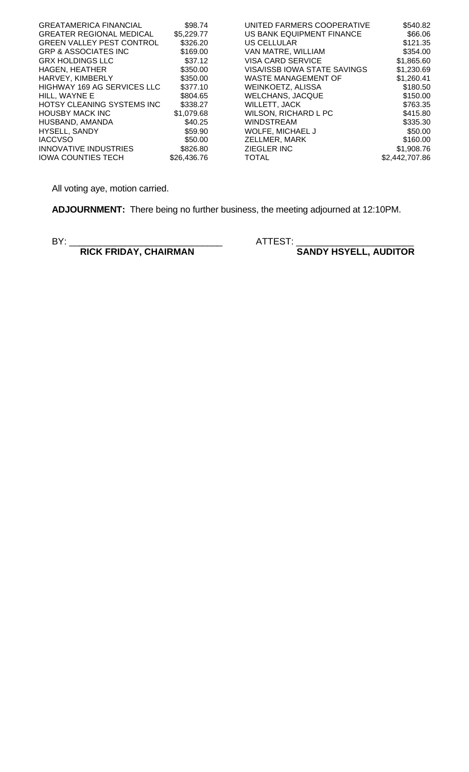| | | | |
|---|---|---|---|
| GREATAMERICA FINANCIAL | $98.74 | UNITED FARMERS COOPERATIVE | $540.82 |
| GREATER REGIONAL MEDICAL | $5,229.77 | US BANK EQUIPMENT FINANCE | $66.06 |
| GREEN VALLEY PEST CONTROL | $326.20 | US CELLULAR | $121.35 |
| GRP & ASSOCIATES INC | $169.00 | VAN MATRE, WILLIAM | $354.00 |
| GRX HOLDINGS LLC | $37.12 | VISA CARD SERVICE | $1,865.60 |
| HAGEN, HEATHER | $350.00 | VISA/ISSB IOWA STATE SAVINGS | $1,230.69 |
| HARVEY, KIMBERLY | $350.00 | WASTE MANAGEMENT OF | $1,260.41 |
| HIGHWAY 169 AG SERVICES LLC | $377.10 | WEINKOETZ, ALISSA | $180.50 |
| HILL, WAYNE E | $804.65 | WELCHANS, JACQUE | $150.00 |
| HOTSY CLEANING SYSTEMS INC | $338.27 | WILLETT, JACK | $763.35 |
| HOUSBY MACK INC | $1,079.68 | WILSON, RICHARD L PC | $415.80 |
| HUSBAND, AMANDA | $40.25 | WINDSTREAM | $335.30 |
| HYSELL, SANDY | $59.90 | WOLFE, MICHAEL J | $50.00 |
| IACCVSO | $50.00 | ZELLMER, MARK | $160.00 |
| INNOVATIVE INDUSTRIES | $826.80 | ZIEGLER INC | $1,908.76 |
| IOWA COUNTIES TECH | $26,436.76 | TOTAL | $2,442,707.86 |

All voting aye, motion carried.

**ADJOURNMENT:** There being no further business, the meeting adjourned at 12:10PM.

BY: \_\_\_\_\_\_\_\_\_\_\_\_\_\_\_\_\_\_\_\_\_\_\_\_\_\_\_\_\_\_ ATTEST: \_\_\_\_\_\_\_\_\_\_\_\_\_\_\_\_\_\_\_\_\_\_\_

**RICK FRIDAY, CHAIRMAN** **SANDY HSYELL, AUDITOR**